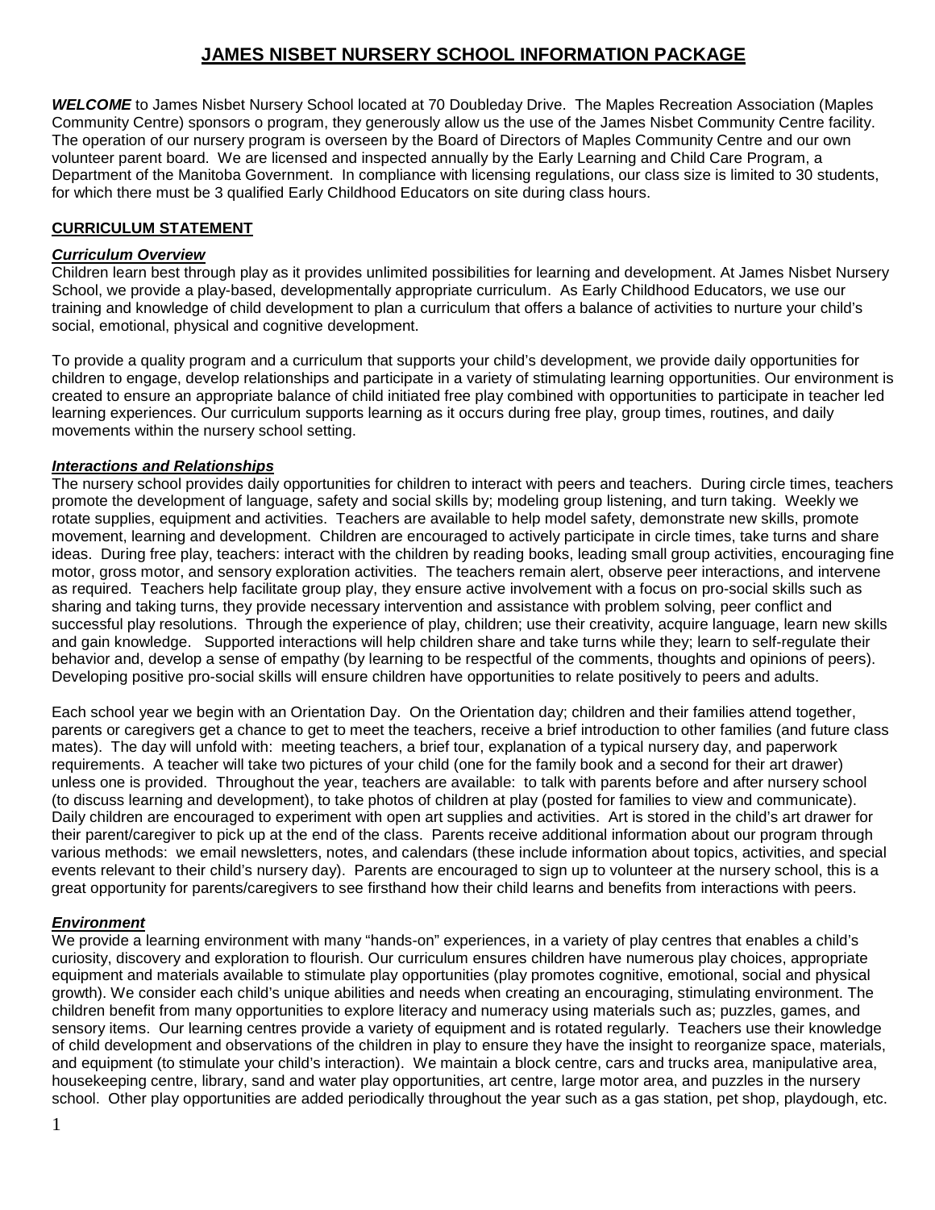# JAMES NISBET NURSERY SCHOOL INFORMATION PACKAGE

***WELCOME*** to James Nisbet Nursery School located at 70 Doubleday Drive. The Maples Recreation Association (Maples Community Centre) sponsors o program, they generously allow us the use of the James Nisbet Community Centre facility. The operation of our nursery program is overseen by the Board of Directors of Maples Community Centre and our own volunteer parent board. We are licensed and inspected annually by the Early Learning and Child Care Program, a Department of the Manitoba Government. In compliance with licensing regulations, our class size is limited to 30 students, for which there must be 3 qualified Early Childhood Educators on site during class hours.

## CURRICULUM STATEMENT

### *Curriculum Overview*

Children learn best through play as it provides unlimited possibilities for learning and development. At James Nisbet Nursery School, we provide a play-based, developmentally appropriate curriculum. As Early Childhood Educators, we use our training and knowledge of child development to plan a curriculum that offers a balance of activities to nurture your child's social, emotional, physical and cognitive development.

To provide a quality program and a curriculum that supports your child's development, we provide daily opportunities for children to engage, develop relationships and participate in a variety of stimulating learning opportunities. Our environment is created to ensure an appropriate balance of child initiated free play combined with opportunities to participate in teacher led learning experiences. Our curriculum supports learning as it occurs during free play, group times, routines, and daily movements within the nursery school setting.

### *Interactions and Relationships*

The nursery school provides daily opportunities for children to interact with peers and teachers. During circle times, teachers promote the development of language, safety and social skills by; modeling group listening, and turn taking. Weekly we rotate supplies, equipment and activities. Teachers are available to help model safety, demonstrate new skills, promote movement, learning and development. Children are encouraged to actively participate in circle times, take turns and share ideas. During free play, teachers: interact with the children by reading books, leading small group activities, encouraging fine motor, gross motor, and sensory exploration activities. The teachers remain alert, observe peer interactions, and intervene as required. Teachers help facilitate group play, they ensure active involvement with a focus on pro-social skills such as sharing and taking turns, they provide necessary intervention and assistance with problem solving, peer conflict and successful play resolutions. Through the experience of play, children; use their creativity, acquire language, learn new skills and gain knowledge. Supported interactions will help children share and take turns while they; learn to self-regulate their behavior and, develop a sense of empathy (by learning to be respectful of the comments, thoughts and opinions of peers). Developing positive pro-social skills will ensure children have opportunities to relate positively to peers and adults.

Each school year we begin with an Orientation Day. On the Orientation day; children and their families attend together, parents or caregivers get a chance to get to meet the teachers, receive a brief introduction to other families (and future class mates). The day will unfold with: meeting teachers, a brief tour, explanation of a typical nursery day, and paperwork requirements. A teacher will take two pictures of your child (one for the family book and a second for their art drawer) unless one is provided. Throughout the year, teachers are available: to talk with parents before and after nursery school (to discuss learning and development), to take photos of children at play (posted for families to view and communicate). Daily children are encouraged to experiment with open art supplies and activities. Art is stored in the child's art drawer for their parent/caregiver to pick up at the end of the class. Parents receive additional information about our program through various methods: we email newsletters, notes, and calendars (these include information about topics, activities, and special events relevant to their child's nursery day). Parents are encouraged to sign up to volunteer at the nursery school, this is a great opportunity for parents/caregivers to see firsthand how their child learns and benefits from interactions with peers.

### *Environment*

We provide a learning environment with many "hands-on" experiences, in a variety of play centres that enables a child's curiosity, discovery and exploration to flourish. Our curriculum ensures children have numerous play choices, appropriate equipment and materials available to stimulate play opportunities (play promotes cognitive, emotional, social and physical growth). We consider each child's unique abilities and needs when creating an encouraging, stimulating environment. The children benefit from many opportunities to explore literacy and numeracy using materials such as; puzzles, games, and sensory items. Our learning centres provide a variety of equipment and is rotated regularly. Teachers use their knowledge of child development and observations of the children in play to ensure they have the insight to reorganize space, materials, and equipment (to stimulate your child's interaction). We maintain a block centre, cars and trucks area, manipulative area, housekeeping centre, library, sand and water play opportunities, art centre, large motor area, and puzzles in the nursery school. Other play opportunities are added periodically throughout the year such as a gas station, pet shop, playdough, etc.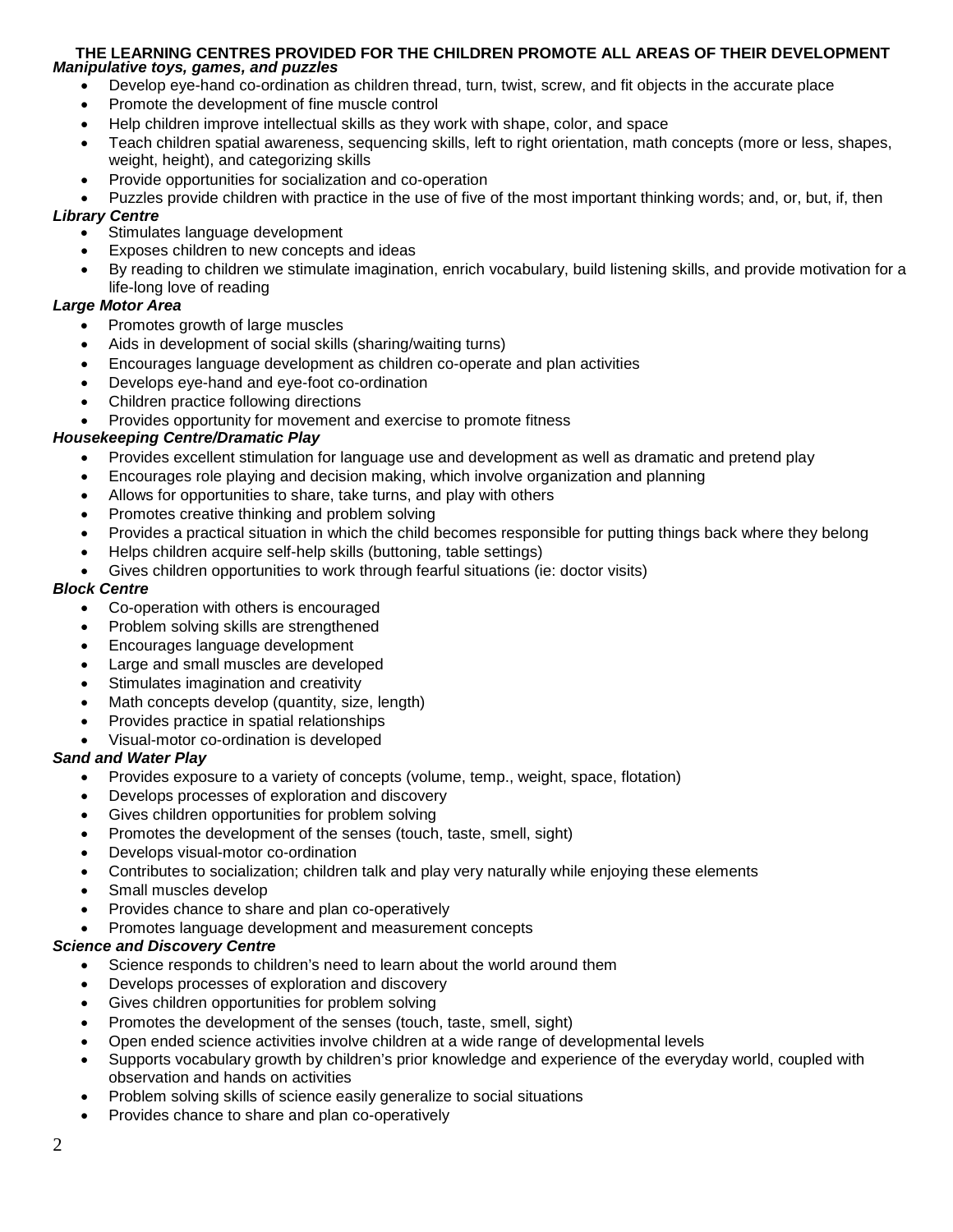# THE LEARNING CENTRES PROVIDED FOR THE CHILDREN PROMOTE ALL AREAS OF THEIR DEVELOPMENT

***Manipulative toys, games, and puzzles***

- Develop eye-hand co-ordination as children thread, turn, twist, screw, and fit objects in the accurate place
- Promote the development of fine muscle control
- Help children improve intellectual skills as they work with shape, color, and space
- Teach children spatial awareness, sequencing skills, left to right orientation, math concepts (more or less, shapes, weight, height), and categorizing skills
- Provide opportunities for socialization and co-operation
- Puzzles provide children with practice in the use of five of the most important thinking words; and, or, but, if, then

***Library Centre***

- Stimulates language development
- Exposes children to new concepts and ideas
- By reading to children we stimulate imagination, enrich vocabulary, build listening skills, and provide motivation for a life-long love of reading

***Large Motor Area***

- Promotes growth of large muscles
- Aids in development of social skills (sharing/waiting turns)
- Encourages language development as children co-operate and plan activities
- Develops eye-hand and eye-foot co-ordination
- Children practice following directions
- Provides opportunity for movement and exercise to promote fitness

***Housekeeping Centre/Dramatic Play***

- Provides excellent stimulation for language use and development as well as dramatic and pretend play
- Encourages role playing and decision making, which involve organization and planning
- Allows for opportunities to share, take turns, and play with others
- Promotes creative thinking and problem solving
- Provides a practical situation in which the child becomes responsible for putting things back where they belong
- Helps children acquire self-help skills (buttoning, table settings)
- Gives children opportunities to work through fearful situations (ie: doctor visits)

***Block Centre***

- Co-operation with others is encouraged
- Problem solving skills are strengthened
- Encourages language development
- Large and small muscles are developed
- Stimulates imagination and creativity
- Math concepts develop (quantity, size, length)
- Provides practice in spatial relationships
- Visual-motor co-ordination is developed

***Sand and Water Play***

- Provides exposure to a variety of concepts (volume, temp., weight, space, flotation)
- Develops processes of exploration and discovery
- Gives children opportunities for problem solving
- Promotes the development of the senses (touch, taste, smell, sight)
- Develops visual-motor co-ordination
- Contributes to socialization; children talk and play very naturally while enjoying these elements
- Small muscles develop
- Provides chance to share and plan co-operatively
- Promotes language development and measurement concepts

***Science and Discovery Centre***

- Science responds to children's need to learn about the world around them
- Develops processes of exploration and discovery
- Gives children opportunities for problem solving
- Promotes the development of the senses (touch, taste, smell, sight)
- Open ended science activities involve children at a wide range of developmental levels
- Supports vocabulary growth by children's prior knowledge and experience of the everyday world, coupled with observation and hands on activities
- Problem solving skills of science easily generalize to social situations
- Provides chance to share and plan co-operatively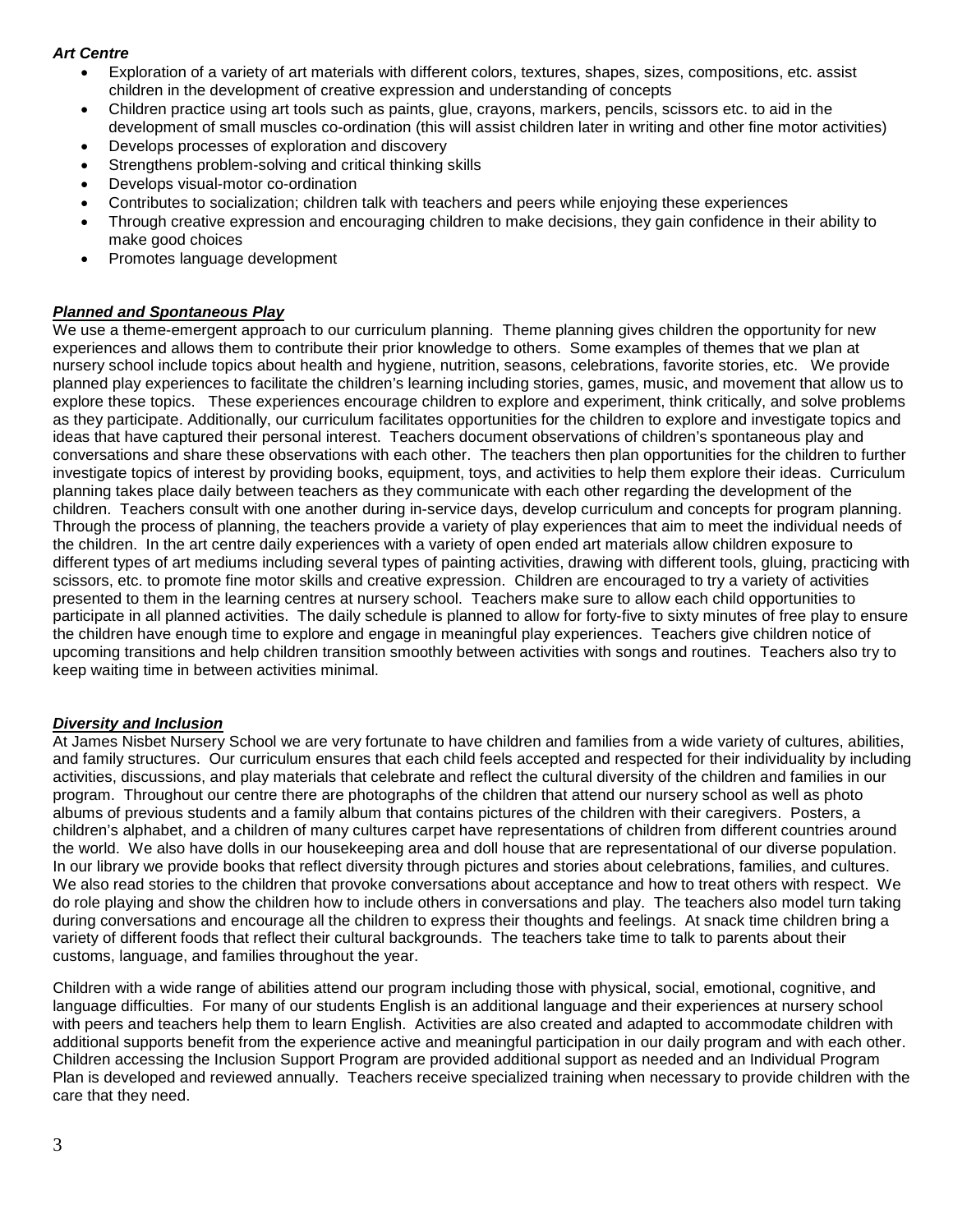***Art Centre***

- Exploration of a variety of art materials with different colors, textures, shapes, sizes, compositions, etc. assist children in the development of creative expression and understanding of concepts
- Children practice using art tools such as paints, glue, crayons, markers, pencils, scissors etc. to aid in the development of small muscles co-ordination (this will assist children later in writing and other fine motor activities)
- Develops processes of exploration and discovery
- Strengthens problem-solving and critical thinking skills
- Develops visual-motor co-ordination
- Contributes to socialization; children talk with teachers and peers while enjoying these experiences
- Through creative expression and encouraging children to make decisions, they gain confidence in their ability to make good choices
- Promotes language development

***Planned and Spontaneous Play***

We use a theme-emergent approach to our curriculum planning. Theme planning gives children the opportunity for new experiences and allows them to contribute their prior knowledge to others. Some examples of themes that we plan at nursery school include topics about health and hygiene, nutrition, seasons, celebrations, favorite stories, etc. We provide planned play experiences to facilitate the children's learning including stories, games, music, and movement that allow us to explore these topics. These experiences encourage children to explore and experiment, think critically, and solve problems as they participate. Additionally, our curriculum facilitates opportunities for the children to explore and investigate topics and ideas that have captured their personal interest. Teachers document observations of children's spontaneous play and conversations and share these observations with each other. The teachers then plan opportunities for the children to further investigate topics of interest by providing books, equipment, toys, and activities to help them explore their ideas. Curriculum planning takes place daily between teachers as they communicate with each other regarding the development of the children. Teachers consult with one another during in-service days, develop curriculum and concepts for program planning. Through the process of planning, the teachers provide a variety of play experiences that aim to meet the individual needs of the children. In the art centre daily experiences with a variety of open ended art materials allow children exposure to different types of art mediums including several types of painting activities, drawing with different tools, gluing, practicing with scissors, etc. to promote fine motor skills and creative expression. Children are encouraged to try a variety of activities presented to them in the learning centres at nursery school. Teachers make sure to allow each child opportunities to participate in all planned activities. The daily schedule is planned to allow for forty-five to sixty minutes of free play to ensure the children have enough time to explore and engage in meaningful play experiences. Teachers give children notice of upcoming transitions and help children transition smoothly between activities with songs and routines. Teachers also try to keep waiting time in between activities minimal.

***Diversity and Inclusion***

At James Nisbet Nursery School we are very fortunate to have children and families from a wide variety of cultures, abilities, and family structures. Our curriculum ensures that each child feels accepted and respected for their individuality by including activities, discussions, and play materials that celebrate and reflect the cultural diversity of the children and families in our program. Throughout our centre there are photographs of the children that attend our nursery school as well as photo albums of previous students and a family album that contains pictures of the children with their caregivers. Posters, a children's alphabet, and a children of many cultures carpet have representations of children from different countries around the world. We also have dolls in our housekeeping area and doll house that are representational of our diverse population. In our library we provide books that reflect diversity through pictures and stories about celebrations, families, and cultures. We also read stories to the children that provoke conversations about acceptance and how to treat others with respect. We do role playing and show the children how to include others in conversations and play. The teachers also model turn taking during conversations and encourage all the children to express their thoughts and feelings. At snack time children bring a variety of different foods that reflect their cultural backgrounds. The teachers take time to talk to parents about their customs, language, and families throughout the year.

Children with a wide range of abilities attend our program including those with physical, social, emotional, cognitive, and language difficulties. For many of our students English is an additional language and their experiences at nursery school with peers and teachers help them to learn English. Activities are also created and adapted to accommodate children with additional supports benefit from the experience active and meaningful participation in our daily program and with each other. Children accessing the Inclusion Support Program are provided additional support as needed and an Individual Program Plan is developed and reviewed annually. Teachers receive specialized training when necessary to provide children with the care that they need.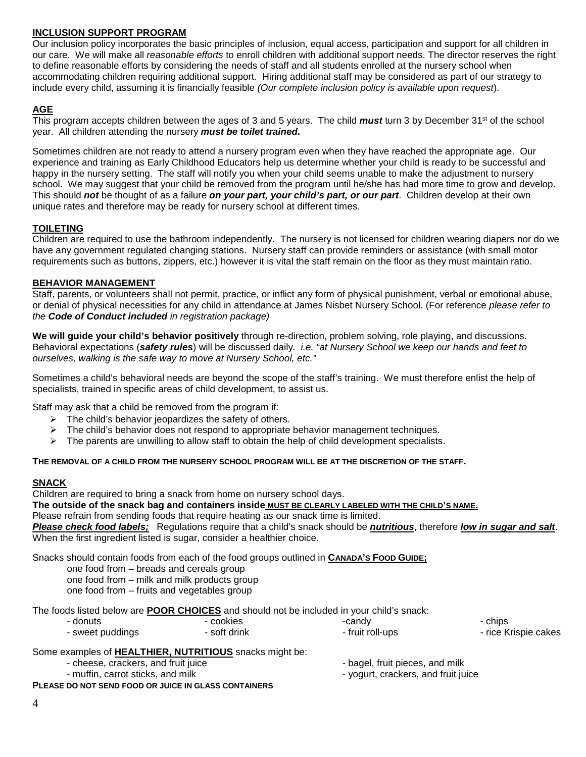## INCLUSION SUPPORT PROGRAM

Our inclusion policy incorporates the basic principles of inclusion, equal access, participation and support for all children in our care. We will make all *reasonable efforts* to enroll children with additional support needs. The director reserves the right to define reasonable efforts by considering the needs of staff and all students enrolled at the nursery school when accommodating children requiring additional support. Hiring additional staff may be considered as part of our strategy to include every child, assuming it is financially feasible *(Our complete inclusion policy is available upon request*).

## AGE

This program accepts children between the ages of 3 and 5 years. The child ***must*** turn 3 by December 31st of the school year. All children attending the nursery ***must be toilet trained.***

Sometimes children are not ready to attend a nursery program even when they have reached the appropriate age. Our experience and training as Early Childhood Educators help us determine whether your child is ready to be successful and happy in the nursery setting. The staff will notify you when your child seems unable to make the adjustment to nursery school. We may suggest that your child be removed from the program until he/she has had more time to grow and develop. This should ***not*** be thought of as a failure ***on your part, your child's part, or our part***. Children develop at their own unique rates and therefore may be ready for nursery school at different times.

## TOILETING

Children are required to use the bathroom independently. The nursery is not licensed for children wearing diapers nor do we have any government regulated changing stations. Nursery staff can provide reminders or assistance (with small motor requirements such as buttons, zippers, etc.) however it is vital the staff remain on the floor as they must maintain ratio.

## BEHAVIOR MANAGEMENT

Staff, parents, or volunteers shall not permit, practice, or inflict any form of physical punishment, verbal or emotional abuse, or denial of physical necessities for any child in attendance at James Nisbet Nursery School. (For reference *please refer to the **Code of Conduct included** in registration package)*

**We will guide your child's behavior positively** through re-direction, problem solving, role playing, and discussions. Behavioral expectations (***safety rules***) will be discussed daily. *i.e. "at Nursery School we keep our hands and feet to ourselves, walking is the safe way to move at Nursery School, etc."*

Sometimes a child's behavioral needs are beyond the scope of the staff's training. We must therefore enlist the help of specialists, trained in specific areas of child development, to assist us.

Staff may ask that a child be removed from the program if:

- The child's behavior jeopardizes the safety of others.
- The child's behavior does not respond to appropriate behavior management techniques.
- The parents are unwilling to allow staff to obtain the help of child development specialists.

**THE REMOVAL OF A CHILD FROM THE NURSERY SCHOOL PROGRAM WILL BE AT THE DISCRETION OF THE STAFF.**

## SNACK

Children are required to bring a snack from home on nursery school days.
**The outside of the snack bag and containers inside MUST BE CLEARLY LABELED WITH THE CHILD'S NAME.**
Please refrain from sending foods that require heating as our snack time is limited.
***Please check food labels;*** Regulations require that a child's snack should be ***nutritious***, therefore ***low in sugar and salt***. When the first ingredient listed is sugar, consider a healthier choice.

Snacks should contain foods from each of the food groups outlined in **CANADA'S FOOD GUIDE;**

one food from – breads and cereals group
one food from – milk and milk products group
one food from – fruits and vegetables group

The foods listed below are **POOR CHOICES** and should not be included in your child's snack:

- donuts
- cookies
- candy
- chips
- sweet puddings
- soft drink
- fruit roll-ups
- rice Krispie cakes

Some examples of **HEALTHIER, NUTRITIOUS** snacks might be:

- cheese, crackers, and fruit juice
- bagel, fruit pieces, and milk
- muffin, carrot sticks, and milk
- yogurt, crackers, and fruit juice

**PLEASE DO NOT SEND FOOD OR JUICE IN GLASS CONTAINERS**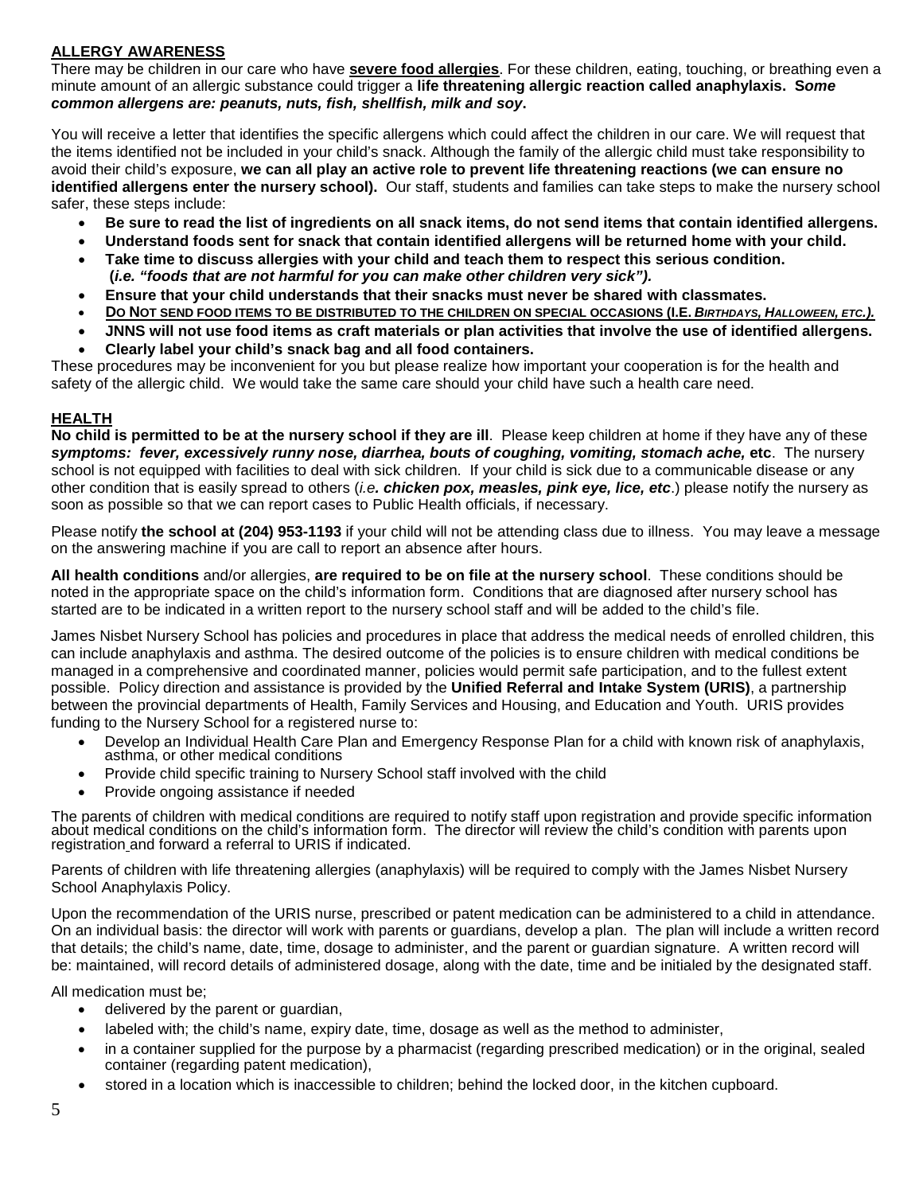## ALLERGY AWARENESS

There may be children in our care who have **severe food allergies**. For these children, eating, touching, or breathing even a minute amount of an allergic substance could trigger a **life threatening allergic reaction called anaphylaxis. *Some common allergens are: peanuts, nuts, fish, shellfish, milk and soy*.**

You will receive a letter that identifies the specific allergens which could affect the children in our care. We will request that the items identified not be included in your child's snack. Although the family of the allergic child must take responsibility to avoid their child's exposure, **we can all play an active role to prevent life threatening reactions (we can ensure no identified allergens enter the nursery school).** Our staff, students and families can take steps to make the nursery school safer, these steps include:

- **Be sure to read the list of ingredients on all snack items, do not send items that contain identified allergens.**
- **Understand foods sent for snack that contain identified allergens will be returned home with your child.**
- **Take time to discuss allergies with your child and teach them to respect this serious condition. (*i.e. "foods that are not harmful for you can make other children very sick").***
- **Ensure that your child understands that their snacks must never be shared with classmates.**
- **DO NOT SEND FOOD ITEMS TO BE DISTRIBUTED TO THE CHILDREN ON SPECIAL OCCASIONS (I.E. *BIRTHDAYS, HALLOWEEN, ETC.*).**
- **JNNS will not use food items as craft materials or plan activities that involve the use of identified allergens.**
- **Clearly label your child's snack bag and all food containers.**

These procedures may be inconvenient for you but please realize how important your cooperation is for the health and safety of the allergic child. We would take the same care should your child have such a health care need.

## HEALTH

**No child is permitted to be at the nursery school if they are ill**. Please keep children at home if they have any of these ***symptoms: fever, excessively runny nose, diarrhea, bouts of coughing, vomiting, stomach ache,* etc**. The nursery school is not equipped with facilities to deal with sick children. If your child is sick due to a communicable disease or any other condition that is easily spread to others (*i.e**. chicken pox, measles, pink eye, lice, etc***.) please notify the nursery as soon as possible so that we can report cases to Public Health officials, if necessary.

Please notify **the school at (204) 953-1193** if your child will not be attending class due to illness. You may leave a message on the answering machine if you are call to report an absence after hours.

**All health conditions** and/or allergies, **are required to be on file at the nursery school**. These conditions should be noted in the appropriate space on the child's information form. Conditions that are diagnosed after nursery school has started are to be indicated in a written report to the nursery school staff and will be added to the child's file.

James Nisbet Nursery School has policies and procedures in place that address the medical needs of enrolled children, this can include anaphylaxis and asthma. The desired outcome of the policies is to ensure children with medical conditions be managed in a comprehensive and coordinated manner, policies would permit safe participation, and to the fullest extent possible. Policy direction and assistance is provided by the **Unified Referral and Intake System (URIS)**, a partnership between the provincial departments of Health, Family Services and Housing, and Education and Youth. URIS provides funding to the Nursery School for a registered nurse to:

- Develop an Individual Health Care Plan and Emergency Response Plan for a child with known risk of anaphylaxis, asthma, or other medical conditions
- Provide child specific training to Nursery School staff involved with the child
- Provide ongoing assistance if needed

The parents of children with medical conditions are required to notify staff upon registration and provide specific information about medical conditions on the child's information form. The director will review the child's condition with parents upon registration and forward a referral to URIS if indicated.

Parents of children with life threatening allergies (anaphylaxis) will be required to comply with the James Nisbet Nursery School Anaphylaxis Policy.

Upon the recommendation of the URIS nurse, prescribed or patent medication can be administered to a child in attendance. On an individual basis: the director will work with parents or guardians, develop a plan. The plan will include a written record that details; the child's name, date, time, dosage to administer, and the parent or guardian signature. A written record will be: maintained, will record details of administered dosage, along with the date, time and be initialed by the designated staff.

All medication must be;

- delivered by the parent or guardian,
- labeled with; the child's name, expiry date, time, dosage as well as the method to administer,
- in a container supplied for the purpose by a pharmacist (regarding prescribed medication) or in the original, sealed container (regarding patent medication),
- stored in a location which is inaccessible to children; behind the locked door, in the kitchen cupboard.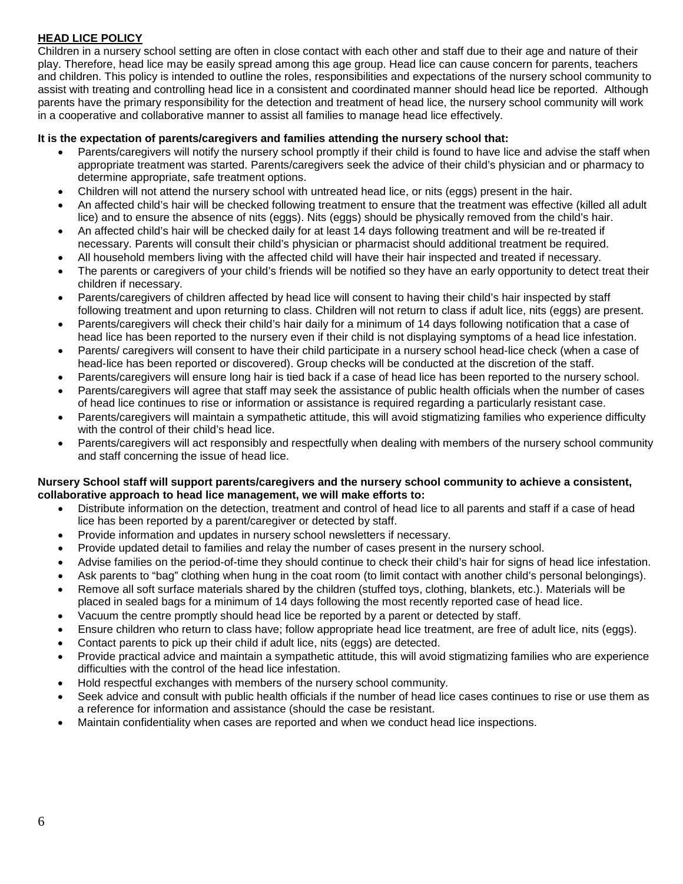## **HEAD LICE POLICY**

Children in a nursery school setting are often in close contact with each other and staff due to their age and nature of their play. Therefore, head lice may be easily spread among this age group. Head lice can cause concern for parents, teachers and children. This policy is intended to outline the roles, responsibilities and expectations of the nursery school community to assist with treating and controlling head lice in a consistent and coordinated manner should head lice be reported. Although parents have the primary responsibility for the detection and treatment of head lice, the nursery school community will work in a cooperative and collaborative manner to assist all families to manage head lice effectively.

**It is the expectation of parents/caregivers and families attending the nursery school that:**

- Parents/caregivers will notify the nursery school promptly if their child is found to have lice and advise the staff when appropriate treatment was started. Parents/caregivers seek the advice of their child's physician and or pharmacy to determine appropriate, safe treatment options.
- Children will not attend the nursery school with untreated head lice, or nits (eggs) present in the hair.
- An affected child's hair will be checked following treatment to ensure that the treatment was effective (killed all adult lice) and to ensure the absence of nits (eggs). Nits (eggs) should be physically removed from the child's hair.
- An affected child's hair will be checked daily for at least 14 days following treatment and will be re-treated if necessary. Parents will consult their child's physician or pharmacist should additional treatment be required.
- All household members living with the affected child will have their hair inspected and treated if necessary.
- The parents or caregivers of your child's friends will be notified so they have an early opportunity to detect treat their children if necessary.
- Parents/caregivers of children affected by head lice will consent to having their child's hair inspected by staff following treatment and upon returning to class. Children will not return to class if adult lice, nits (eggs) are present.
- Parents/caregivers will check their child's hair daily for a minimum of 14 days following notification that a case of head lice has been reported to the nursery even if their child is not displaying symptoms of a head lice infestation.
- Parents/ caregivers will consent to have their child participate in a nursery school head-lice check (when a case of head-lice has been reported or discovered). Group checks will be conducted at the discretion of the staff.
- Parents/caregivers will ensure long hair is tied back if a case of head lice has been reported to the nursery school.
- Parents/caregivers will agree that staff may seek the assistance of public health officials when the number of cases of head lice continues to rise or information or assistance is required regarding a particularly resistant case.
- Parents/caregivers will maintain a sympathetic attitude, this will avoid stigmatizing families who experience difficulty with the control of their child's head lice.
- Parents/caregivers will act responsibly and respectfully when dealing with members of the nursery school community and staff concerning the issue of head lice.

**Nursery School staff will support parents/caregivers and the nursery school community to achieve a consistent, collaborative approach to head lice management, we will make efforts to:**

- Distribute information on the detection, treatment and control of head lice to all parents and staff if a case of head lice has been reported by a parent/caregiver or detected by staff.
- Provide information and updates in nursery school newsletters if necessary.
- Provide updated detail to families and relay the number of cases present in the nursery school.
- Advise families on the period-of-time they should continue to check their child's hair for signs of head lice infestation.
- Ask parents to "bag" clothing when hung in the coat room (to limit contact with another child's personal belongings).
- Remove all soft surface materials shared by the children (stuffed toys, clothing, blankets, etc.). Materials will be placed in sealed bags for a minimum of 14 days following the most recently reported case of head lice.
- Vacuum the centre promptly should head lice be reported by a parent or detected by staff.
- Ensure children who return to class have; follow appropriate head lice treatment, are free of adult lice, nits (eggs).
- Contact parents to pick up their child if adult lice, nits (eggs) are detected.
- Provide practical advice and maintain a sympathetic attitude, this will avoid stigmatizing families who are experience difficulties with the control of the head lice infestation.
- Hold respectful exchanges with members of the nursery school community.
- Seek advice and consult with public health officials if the number of head lice cases continues to rise or use them as a reference for information and assistance (should the case be resistant.
- Maintain confidentiality when cases are reported and when we conduct head lice inspections.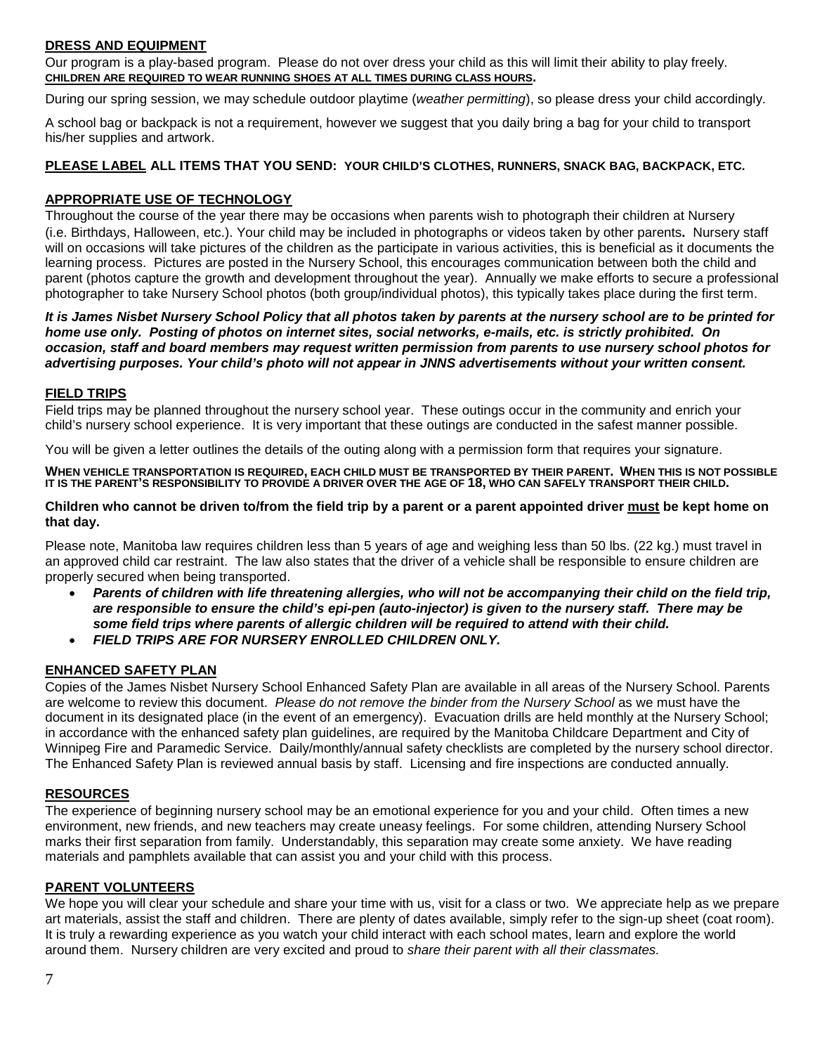## DRESS AND EQUIPMENT

Our program is a play-based program. Please do not over dress your child as this will limit their ability to play freely. **CHILDREN ARE REQUIRED TO WEAR RUNNING SHOES AT ALL TIMES DURING CLASS HOURS.**

During our spring session, we may schedule outdoor playtime (*weather permitting*), so please dress your child accordingly.

A school bag or backpack is not a requirement, however we suggest that you daily bring a bag for your child to transport his/her supplies and artwork.

**PLEASE LABEL ALL ITEMS THAT YOU SEND: YOUR CHILD'S CLOTHES, RUNNERS, SNACK BAG, BACKPACK, ETC.**

## APPROPRIATE USE OF TECHNOLOGY

Throughout the course of the year there may be occasions when parents wish to photograph their children at Nursery (i.e. Birthdays, Halloween, etc.). Your child may be included in photographs or videos taken by other parents**.** Nursery staff will on occasions will take pictures of the children as the participate in various activities, this is beneficial as it documents the learning process. Pictures are posted in the Nursery School, this encourages communication between both the child and parent (photos capture the growth and development throughout the year). Annually we make efforts to secure a professional photographer to take Nursery School photos (both group/individual photos), this typically takes place during the first term.

***It is James Nisbet Nursery School Policy that all photos taken by parents at the nursery school are to be printed for home use only. Posting of photos on internet sites, social networks, e-mails, etc. is strictly prohibited. On occasion, staff and board members may request written permission from parents to use nursery school photos for advertising purposes. Your child's photo will not appear in JNNS advertisements without your written consent.***

## FIELD TRIPS

Field trips may be planned throughout the nursery school year. These outings occur in the community and enrich your child's nursery school experience. It is very important that these outings are conducted in the safest manner possible.

You will be given a letter outlines the details of the outing along with a permission form that requires your signature.

**WHEN VEHICLE TRANSPORTATION IS REQUIRED, EACH CHILD MUST BE TRANSPORTED BY THEIR PARENT. WHEN THIS IS NOT POSSIBLE IT IS THE PARENT'S RESPONSIBILITY TO PROVIDE A DRIVER OVER THE AGE OF 18, WHO CAN SAFELY TRANSPORT THEIR CHILD.**

**Children who cannot be driven to/from the field trip by a parent or a parent appointed driver must be kept home on that day.**

Please note, Manitoba law requires children less than 5 years of age and weighing less than 50 lbs. (22 kg.) must travel in an approved child car restraint. The law also states that the driver of a vehicle shall be responsible to ensure children are properly secured when being transported.

- ***Parents of children with life threatening allergies, who will not be accompanying their child on the field trip, are responsible to ensure the child's epi-pen (auto-injector) is given to the nursery staff. There may be some field trips where parents of allergic children will be required to attend with their child.***
- ***FIELD TRIPS ARE FOR NURSERY ENROLLED CHILDREN ONLY.***

## ENHANCED SAFETY PLAN

Copies of the James Nisbet Nursery School Enhanced Safety Plan are available in all areas of the Nursery School. Parents are welcome to review this document. *Please do not remove the binder from the Nursery School* as we must have the document in its designated place (in the event of an emergency). Evacuation drills are held monthly at the Nursery School; in accordance with the enhanced safety plan guidelines, are required by the Manitoba Childcare Department and City of Winnipeg Fire and Paramedic Service. Daily/monthly/annual safety checklists are completed by the nursery school director. The Enhanced Safety Plan is reviewed annual basis by staff. Licensing and fire inspections are conducted annually.

## RESOURCES

The experience of beginning nursery school may be an emotional experience for you and your child. Often times a new environment, new friends, and new teachers may create uneasy feelings. For some children, attending Nursery School marks their first separation from family. Understandably, this separation may create some anxiety. We have reading materials and pamphlets available that can assist you and your child with this process.

## PARENT VOLUNTEERS

We hope you will clear your schedule and share your time with us, visit for a class or two. We appreciate help as we prepare art materials, assist the staff and children. There are plenty of dates available, simply refer to the sign-up sheet (coat room). It is truly a rewarding experience as you watch your child interact with each school mates, learn and explore the world around them. Nursery children are very excited and proud to *share their parent with all their classmates.*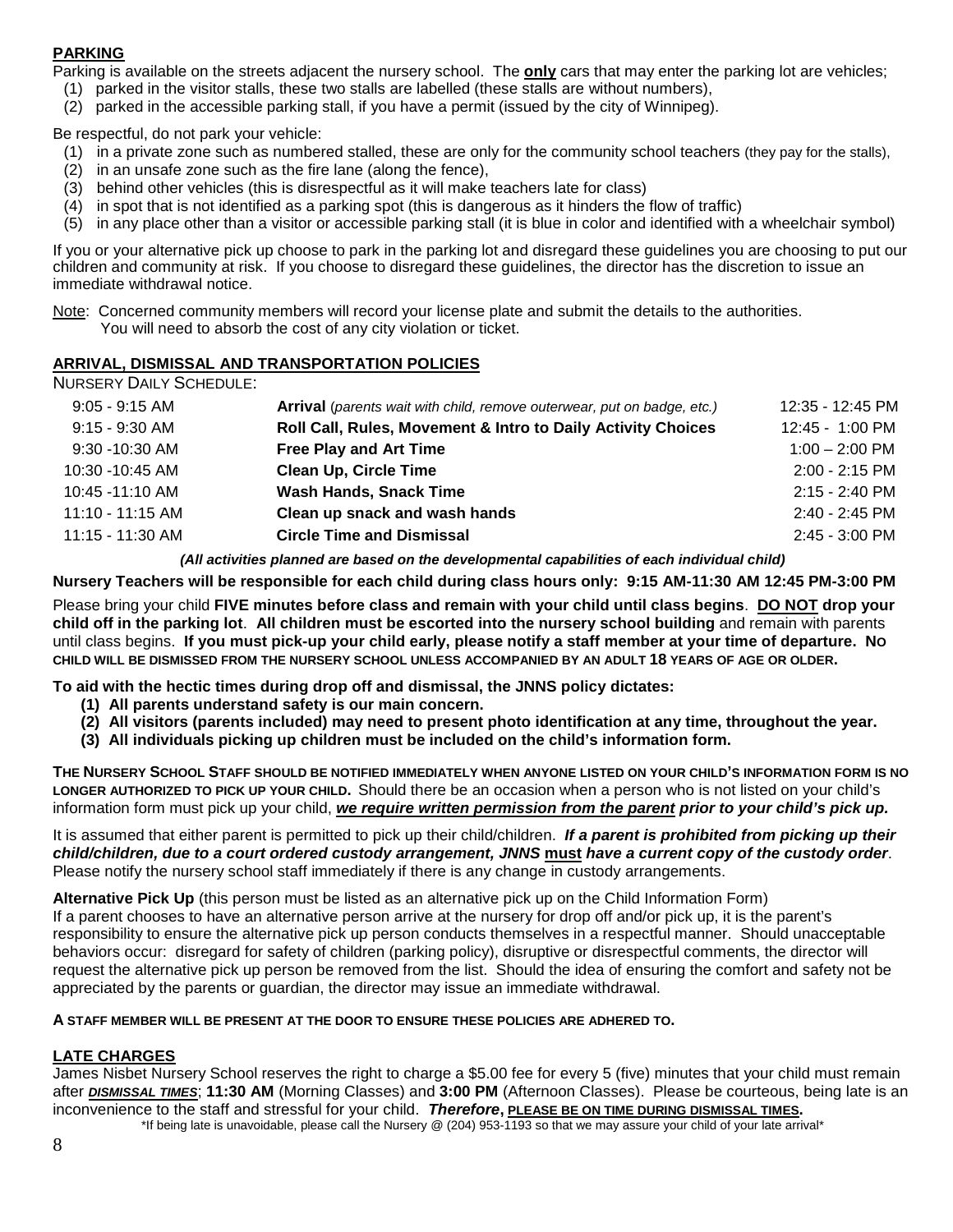## PARKING

Parking is available on the streets adjacent the nursery school. The **only** cars that may enter the parking lot are vehicles;

1. parked in the visitor stalls, these two stalls are labelled (these stalls are without numbers),
2. parked in the accessible parking stall, if you have a permit (issued by the city of Winnipeg).

Be respectful, do not park your vehicle:

1. in a private zone such as numbered stalled, these are only for the community school teachers (they pay for the stalls),
2. in an unsafe zone such as the fire lane (along the fence),
3. behind other vehicles (this is disrespectful as it will make teachers late for class)
4. in spot that is not identified as a parking spot (this is dangerous as it hinders the flow of traffic)
5. in any place other than a visitor or accessible parking stall (it is blue in color and identified with a wheelchair symbol)

If you or your alternative pick up choose to park in the parking lot and disregard these guidelines you are choosing to put our children and community at risk. If you choose to disregard these guidelines, the director has the discretion to issue an immediate withdrawal notice.

Note: Concerned community members will record your license plate and submit the details to the authorities. You will need to absorb the cost of any city violation or ticket.

## ARRIVAL, DISMISSAL AND TRANSPORTATION POLICIES

NURSERY DAILY SCHEDULE:

| Morning | Activity | Afternoon |
|---|---|---|
| 9:05 - 9:15 AM | **Arrival** (*parents wait with child, remove outerwear, put on badge, etc.*) | 12:35 - 12:45 PM |
| 9:15 - 9:30 AM | **Roll Call, Rules, Movement & Intro to Daily Activity Choices** | 12:45 - 1:00 PM |
| 9:30 -10:30 AM | **Free Play and Art Time** | 1:00 – 2:00 PM |
| 10:30 -10:45 AM | **Clean Up, Circle Time** | 2:00 - 2:15 PM |
| 10:45 -11:10 AM | **Wash Hands, Snack Time** | 2:15 - 2:40 PM |
| 11:10 - 11:15 AM | **Clean up snack and wash hands** | 2:40 - 2:45 PM |
| 11:15 - 11:30 AM | **Circle Time and Dismissal** | 2:45 - 3:00 PM |

***(All activities planned are based on the developmental capabilities of each individual child)***

**Nursery Teachers will be responsible for each child during class hours only: 9:15 AM-11:30 AM 12:45 PM-3:00 PM**

Please bring your child **FIVE minutes before class and remain with your child until class begins**. **DO NOT drop your child off in the parking lot**. **All children must be escorted into the nursery school building** and remain with parents until class begins. **If you must pick-up your child early, please notify a staff member at your time of departure. NO CHILD WILL BE DISMISSED FROM THE NURSERY SCHOOL UNLESS ACCOMPANIED BY AN ADULT 18 YEARS OF AGE OR OLDER.**

**To aid with the hectic times during drop off and dismissal, the JNNS policy dictates:**

1. **All parents understand safety is our main concern.**
2. **All visitors (parents included) may need to present photo identification at any time, throughout the year.**
3. **All individuals picking up children must be included on the child's information form.**

**THE NURSERY SCHOOL STAFF SHOULD BE NOTIFIED IMMEDIATELY WHEN ANYONE LISTED ON YOUR CHILD'S INFORMATION FORM IS NO LONGER AUTHORIZED TO PICK UP YOUR CHILD.** Should there be an occasion when a person who is not listed on your child's information form must pick up your child, ***we require written permission from the parent prior to your child's pick up.***

It is assumed that either parent is permitted to pick up their child/children. ***If a parent is prohibited from picking up their child/children, due to a court ordered custody arrangement, JNNS must have a current copy of the custody order***. Please notify the nursery school staff immediately if there is any change in custody arrangements.

**Alternative Pick Up** (this person must be listed as an alternative pick up on the Child Information Form)
If a parent chooses to have an alternative person arrive at the nursery for drop off and/or pick up, it is the parent's responsibility to ensure the alternative pick up person conducts themselves in a respectful manner. Should unacceptable behaviors occur: disregard for safety of children (parking policy), disruptive or disrespectful comments, the director will request the alternative pick up person be removed from the list. Should the idea of ensuring the comfort and safety not be appreciated by the parents or guardian, the director may issue an immediate withdrawal.

**A STAFF MEMBER WILL BE PRESENT AT THE DOOR TO ENSURE THESE POLICIES ARE ADHERED TO.**

## LATE CHARGES

James Nisbet Nursery School reserves the right to charge a $5.00 fee for every 5 (five) minutes that your child must remain after ***DISMISSAL TIMES***; **11:30 AM** (Morning Classes) and **3:00 PM** (Afternoon Classes). Please be courteous, being late is an inconvenience to the staff and stressful for your child. ***Therefore*, PLEASE BE ON TIME DURING DISMISSAL TIMES.**

\*If being late is unavoidable, please call the Nursery @ (204) 953-1193 so that we may assure your child of your late arrival\*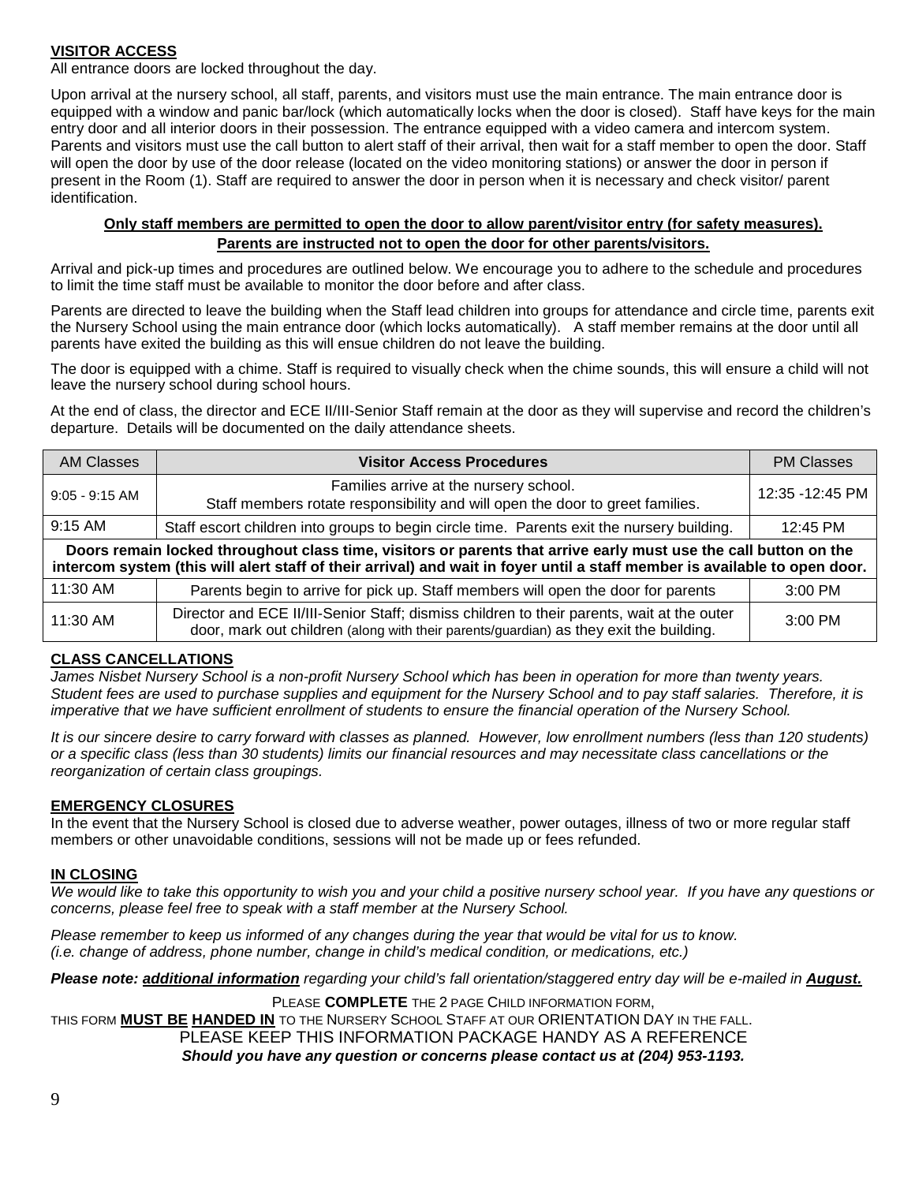## VISITOR ACCESS

All entrance doors are locked throughout the day.

Upon arrival at the nursery school, all staff, parents, and visitors must use the main entrance. The main entrance door is equipped with a window and panic bar/lock (which automatically locks when the door is closed). Staff have keys for the main entry door and all interior doors in their possession. The entrance equipped with a video camera and intercom system. Parents and visitors must use the call button to alert staff of their arrival, then wait for a staff member to open the door. Staff will open the door by use of the door release (located on the video monitoring stations) or answer the door in person if present in the Room (1). Staff are required to answer the door in person when it is necessary and check visitor/ parent identification.

**Only staff members are permitted to open the door to allow parent/visitor entry (for safety measures).**
**Parents are instructed not to open the door for other parents/visitors.**

Arrival and pick-up times and procedures are outlined below. We encourage you to adhere to the schedule and procedures to limit the time staff must be available to monitor the door before and after class.

Parents are directed to leave the building when the Staff lead children into groups for attendance and circle time, parents exit the Nursery School using the main entrance door (which locks automatically). A staff member remains at the door until all parents have exited the building as this will ensue children do not leave the building.

The door is equipped with a chime. Staff is required to visually check when the chime sounds, this will ensure a child will not leave the nursery school during school hours.

At the end of class, the director and ECE II/III-Senior Staff remain at the door as they will supervise and record the children's departure. Details will be documented on the daily attendance sheets.

| AM Classes | Visitor Access Procedures | PM Classes |
|---|---|---|
| 9:05 - 9:15 AM | Families arrive at the nursery school. Staff members rotate responsibility and will open the door to greet families. | 12:35 -12:45 PM |
| 9:15 AM | Staff escort children into groups to begin circle time. Parents exit the nursery building. | 12:45 PM |
| **Doors remain locked throughout class time, visitors or parents that arrive early must use the call button on the intercom system (this will alert staff of their arrival) and wait in foyer until a staff member is available to open door.** | | |
| 11:30 AM | Parents begin to arrive for pick up. Staff members will open the door for parents | 3:00 PM |
| 11:30 AM | Director and ECE II/III-Senior Staff; dismiss children to their parents, wait at the outer door, mark out children (along with their parents/guardian) as they exit the building. | 3:00 PM |

## CLASS CANCELLATIONS

*James Nisbet Nursery School is a non-profit Nursery School which has been in operation for more than twenty years. Student fees are used to purchase supplies and equipment for the Nursery School and to pay staff salaries. Therefore, it is imperative that we have sufficient enrollment of students to ensure the financial operation of the Nursery School.*

*It is our sincere desire to carry forward with classes as planned. However, low enrollment numbers (less than 120 students) or a specific class (less than 30 students) limits our financial resources and may necessitate class cancellations or the reorganization of certain class groupings.*

## EMERGENCY CLOSURES

In the event that the Nursery School is closed due to adverse weather, power outages, illness of two or more regular staff members or other unavoidable conditions, sessions will not be made up or fees refunded.

## IN CLOSING

*We would like to take this opportunity to wish you and your child a positive nursery school year. If you have any questions or concerns, please feel free to speak with a staff member at the Nursery School.*

*Please remember to keep us informed of any changes during the year that would be vital for us to know. (i.e. change of address, phone number, change in child's medical condition, or medications, etc.)*

***Please note: additional information** regarding your child's fall orientation/staggered entry day will be e-mailed in **August.***

PLEASE **COMPLETE** THE 2 PAGE CHILD INFORMATION FORM,
THIS FORM **MUST BE HANDED IN** TO THE NURSERY SCHOOL STAFF AT OUR ORIENTATION DAY IN THE FALL.
PLEASE KEEP THIS INFORMATION PACKAGE HANDY AS A REFERENCE
***Should you have any question or concerns please contact us at (204) 953-1193.***